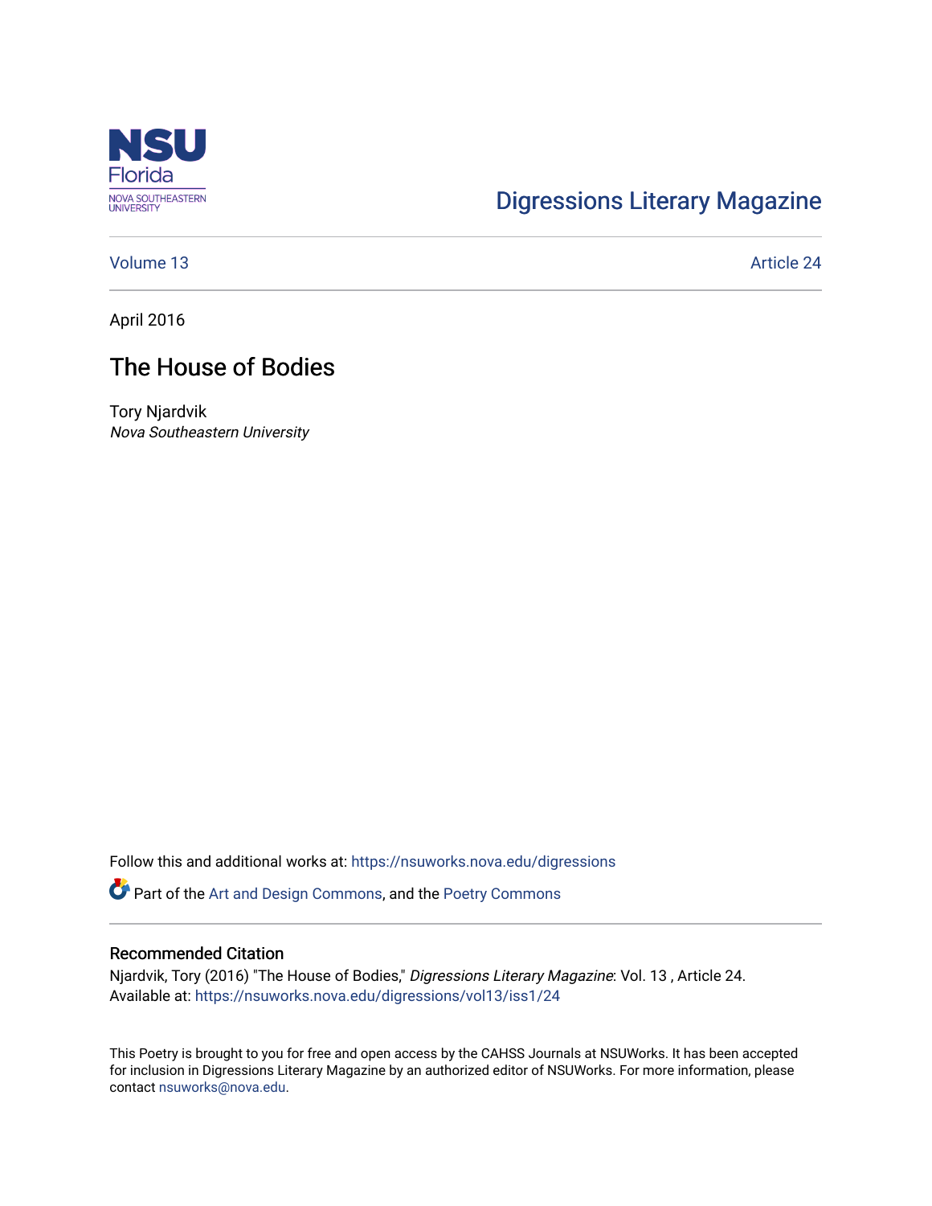NSU Florida
NOVA SOUTHEASTERN UNIVERSITY

Digressions Literary Magazine

Volume 13 | Article 24

April 2016

# The House of Bodies

Tory Njardvik
*Nova Southeastern University*

Follow this and additional works at: https://nsuworks.nova.edu/digressions

Part of the Art and Design Commons, and the Poetry Commons

## Recommended Citation

Njardvik, Tory (2016) "The House of Bodies," *Digressions Literary Magazine*: Vol. 13 , Article 24.
Available at: https://nsuworks.nova.edu/digressions/vol13/iss1/24

This Poetry is brought to you for free and open access by the CAHSS Journals at NSUWorks. It has been accepted for inclusion in Digressions Literary Magazine by an authorized editor of NSUWorks. For more information, please contact nsuworks@nova.edu.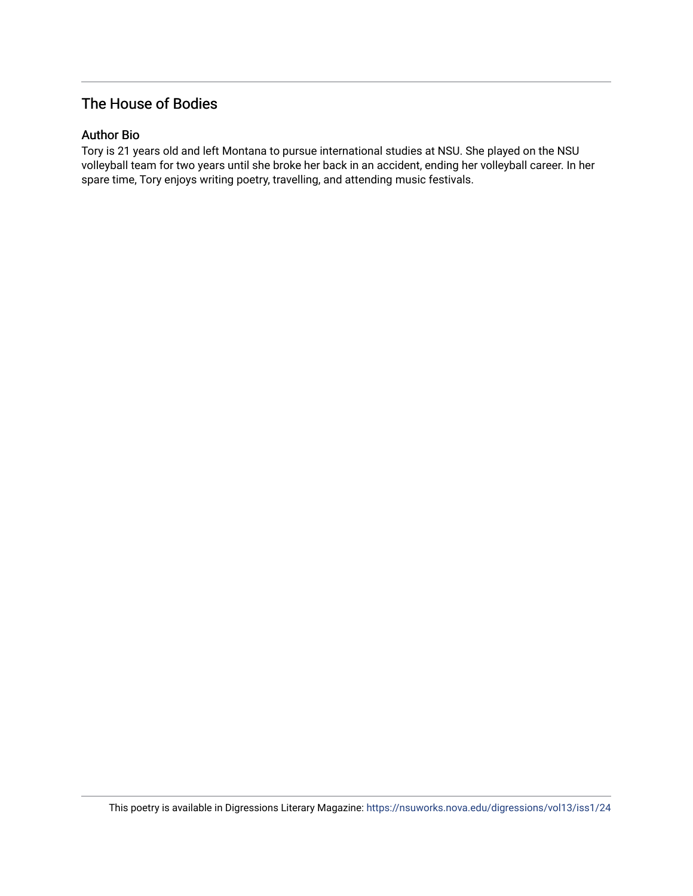## The House of Bodies

### Author Bio

Tory is 21 years old and left Montana to pursue international studies at NSU. She played on the NSU volleyball team for two years until she broke her back in an accident, ending her volleyball career. In her spare time, Tory enjoys writing poetry, travelling, and attending music festivals.

This poetry is available in Digressions Literary Magazine: https://nsuworks.nova.edu/digressions/vol13/iss1/24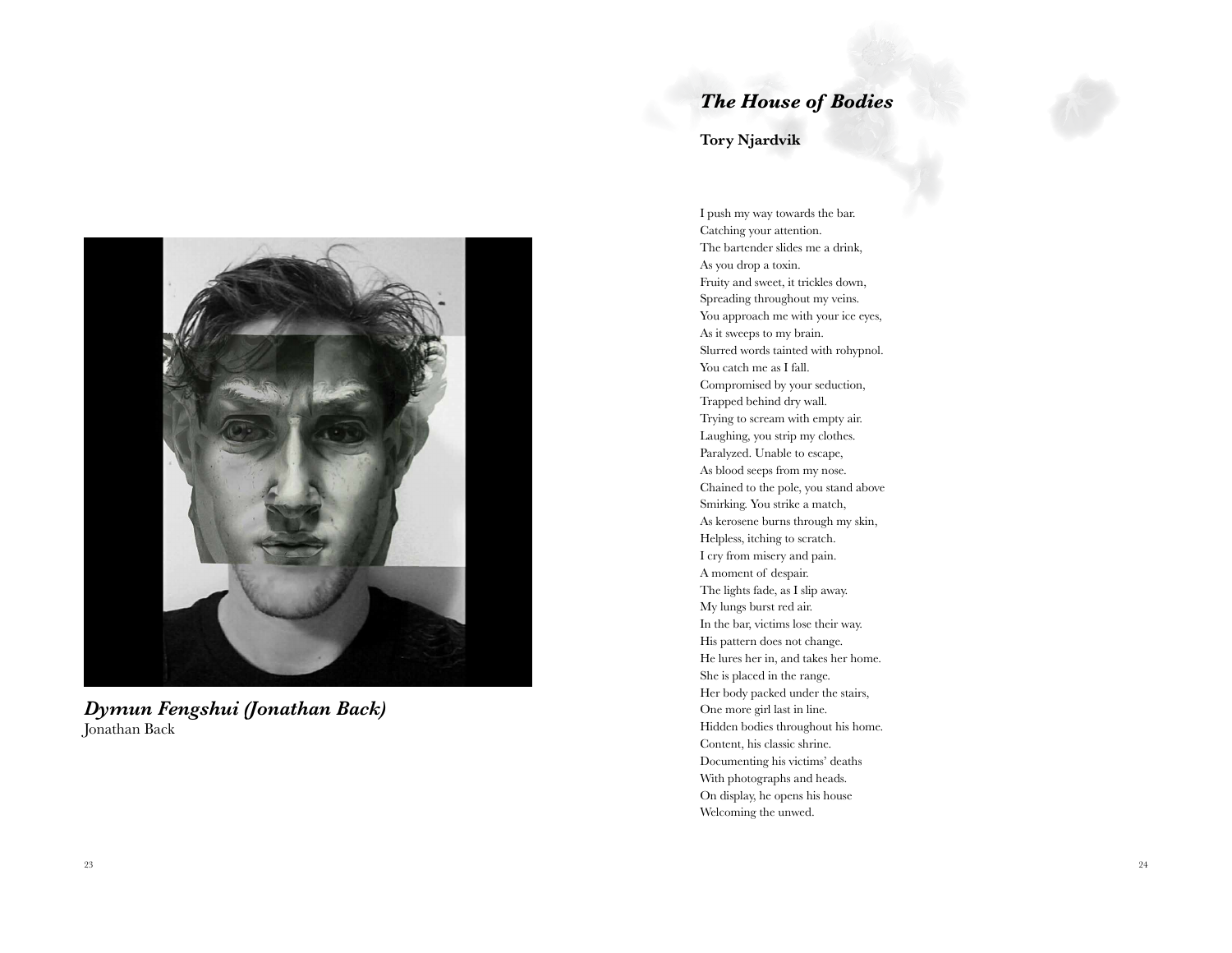*Dymun Fengshui (Jonathan Back)*
Jonathan Back

## *The House of Bodies*

**Tory Njardvik**

I push my way towards the bar.
Catching your attention.
The bartender slides me a drink,
As you drop a toxin.
Fruity and sweet, it trickles down,
Spreading throughout my veins.
You approach me with your ice eyes,
As it sweeps to my brain.
Slurred words tainted with rohypnol.
You catch me as I fall.
Compromised by your seduction,
Trapped behind dry wall.
Trying to scream with empty air.
Laughing, you strip my clothes.
Paralyzed. Unable to escape,
As blood seeps from my nose.
Chained to the pole, you stand above
Smirking. You strike a match,
As kerosene burns through my skin,
Helpless, itching to scratch.
I cry from misery and pain.
A moment of despair.
The lights fade, as I slip away.
My lungs burst red air.
In the bar, victims lose their way.
His pattern does not change.
He lures her in, and takes her home.
She is placed in the range.
Her body packed under the stairs,
One more girl last in line.
Hidden bodies throughout his home.
Content, his classic shrine.
Documenting his victims' deaths
With photographs and heads.
On display, he opens his house
Welcoming the unwed.